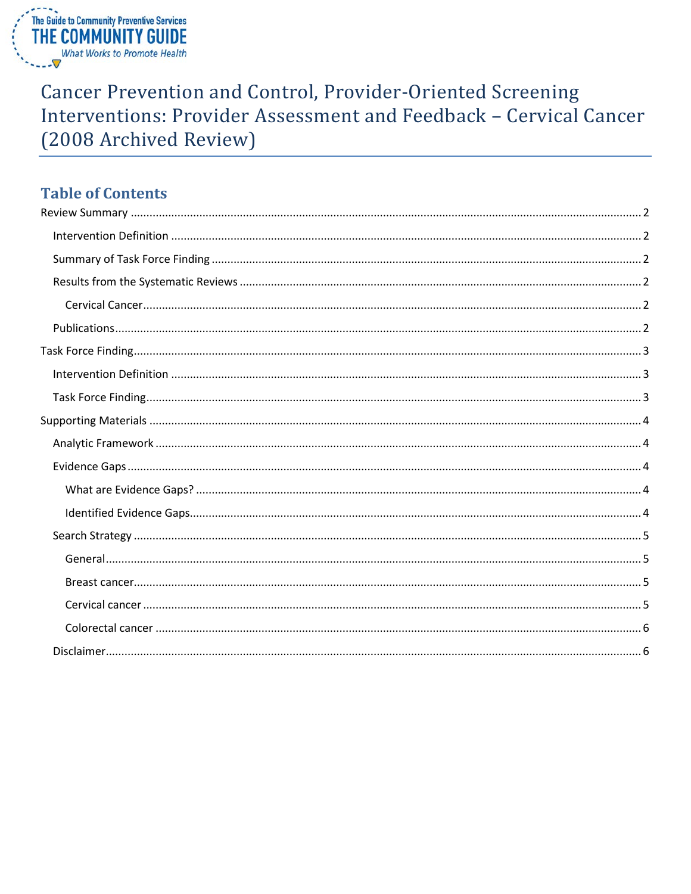The Guide to Community Preventive Services
THE COMMUNITY GUIDE
*What Works to Promote Health*

# Cancer Prevention and Control, Provider-Oriented Screening Interventions: Provider Assessment and Feedback – Cervical Cancer (2008 Archived Review)

## Table of Contents

- Review Summary ..... 2
  - Intervention Definition ..... 2
  - Summary of Task Force Finding ..... 2
  - Results from the Systematic Reviews ..... 2
    - Cervical Cancer ..... 2
  - Publications ..... 2
- Task Force Finding ..... 3
  - Intervention Definition ..... 3
  - Task Force Finding ..... 3
- Supporting Materials ..... 4
  - Analytic Framework ..... 4
  - Evidence Gaps ..... 4
    - What are Evidence Gaps? ..... 4
    - Identified Evidence Gaps ..... 4
  - Search Strategy ..... 5
    - General ..... 5
    - Breast cancer ..... 5
    - Cervical cancer ..... 5
    - Colorectal cancer ..... 6
  - Disclaimer ..... 6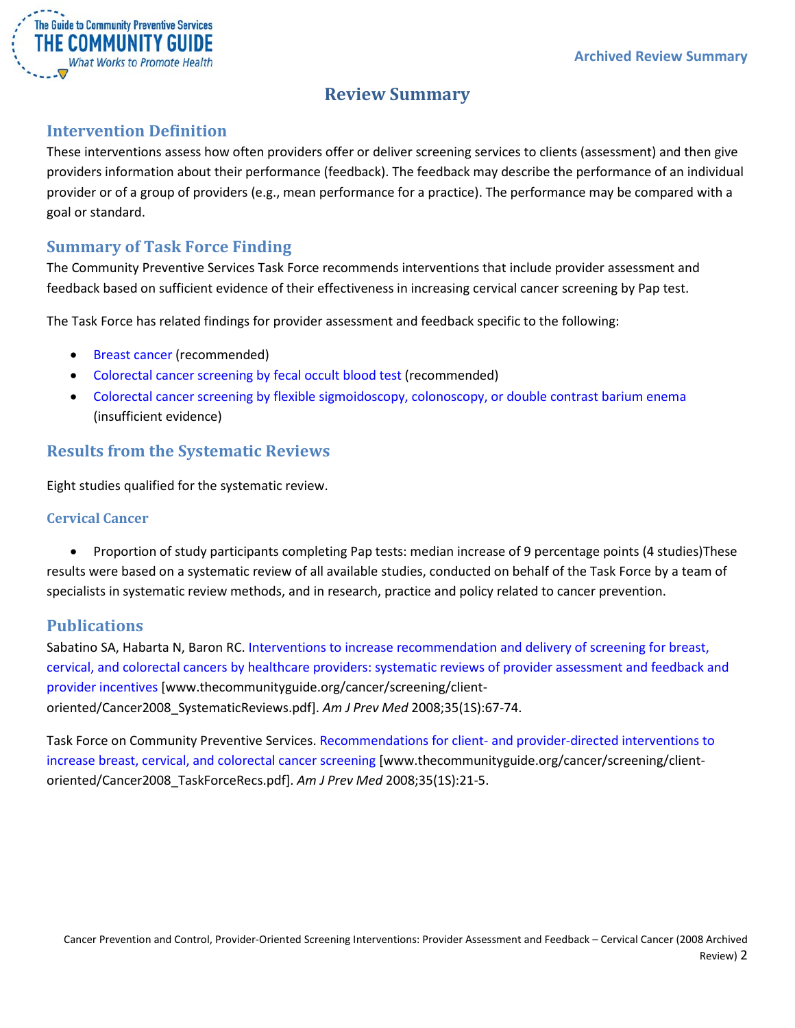# Review Summary

## Intervention Definition

These interventions assess how often providers offer or deliver screening services to clients (assessment) and then give providers information about their performance (feedback). The feedback may describe the performance of an individual provider or of a group of providers (e.g., mean performance for a practice). The performance may be compared with a goal or standard.

## Summary of Task Force Finding

The Community Preventive Services Task Force recommends interventions that include provider assessment and feedback based on sufficient evidence of their effectiveness in increasing cervical cancer screening by Pap test.

The Task Force has related findings for provider assessment and feedback specific to the following:

- Breast cancer (recommended)
- Colorectal cancer screening by fecal occult blood test (recommended)
- Colorectal cancer screening by flexible sigmoidoscopy, colonoscopy, or double contrast barium enema (insufficient evidence)

## Results from the Systematic Reviews

Eight studies qualified for the systematic review.

### Cervical Cancer

- Proportion of study participants completing Pap tests: median increase of 9 percentage points (4 studies)These results were based on a systematic review of all available studies, conducted on behalf of the Task Force by a team of specialists in systematic review methods, and in research, practice and policy related to cancer prevention.

## Publications

Sabatino SA, Habarta N, Baron RC. Interventions to increase recommendation and delivery of screening for breast, cervical, and colorectal cancers by healthcare providers: systematic reviews of provider assessment and feedback and provider incentives [www.thecommunityguide.org/cancer/screening/client-oriented/Cancer2008_SystematicReviews.pdf]. *Am J Prev Med* 2008;35(1S):67-74.

Task Force on Community Preventive Services. Recommendations for client- and provider-directed interventions to increase breast, cervical, and colorectal cancer screening [www.thecommunityguide.org/cancer/screening/client-oriented/Cancer2008_TaskForceRecs.pdf]. *Am J Prev Med* 2008;35(1S):21-5.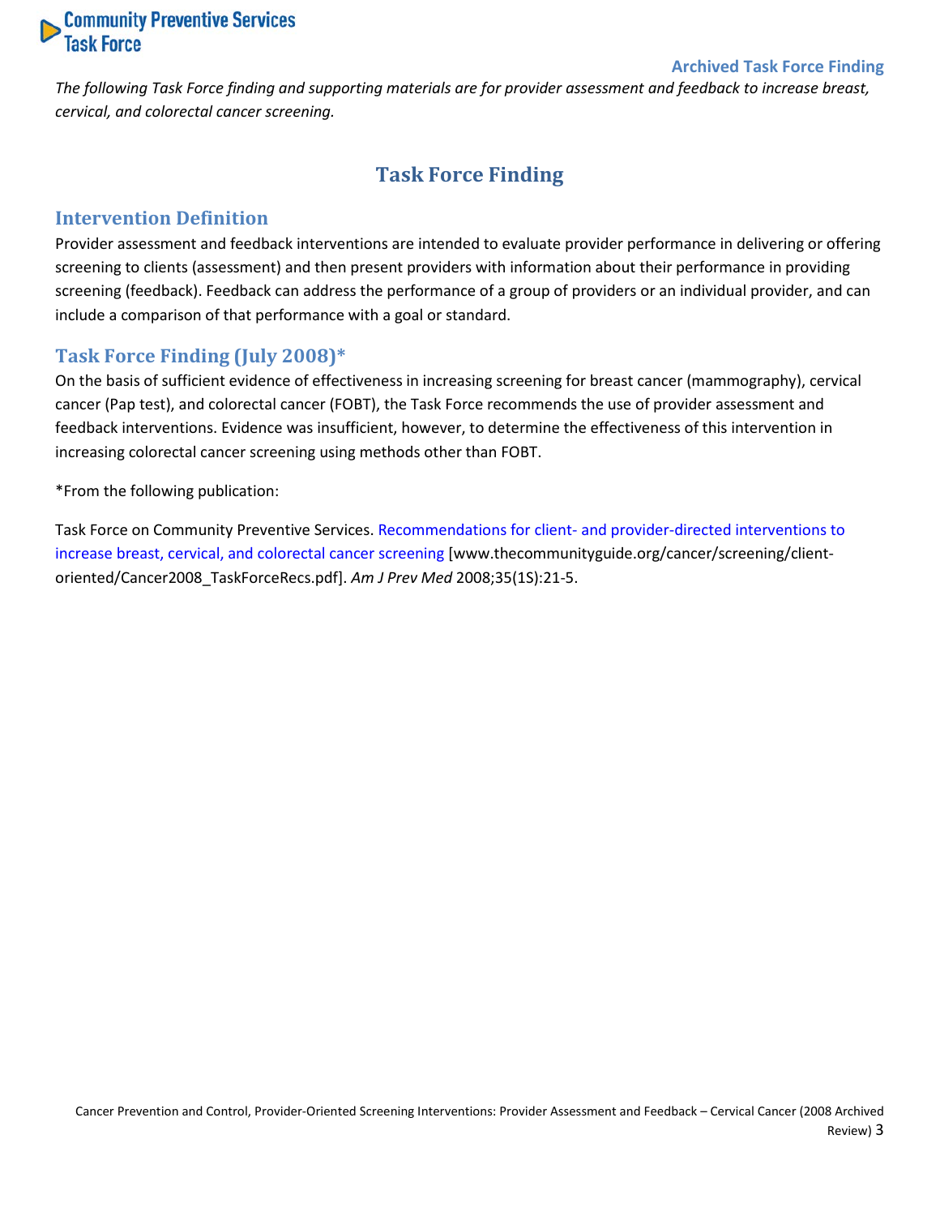*The following Task Force finding and supporting materials are for provider assessment and feedback to increase breast, cervical, and colorectal cancer screening.*

# Task Force Finding

## Intervention Definition

Provider assessment and feedback interventions are intended to evaluate provider performance in delivering or offering screening to clients (assessment) and then present providers with information about their performance in providing screening (feedback). Feedback can address the performance of a group of providers or an individual provider, and can include a comparison of that performance with a goal or standard.

## Task Force Finding (July 2008)*

On the basis of sufficient evidence of effectiveness in increasing screening for breast cancer (mammography), cervical cancer (Pap test), and colorectal cancer (FOBT), the Task Force recommends the use of provider assessment and feedback interventions. Evidence was insufficient, however, to determine the effectiveness of this intervention in increasing colorectal cancer screening using methods other than FOBT.

*From the following publication:

Task Force on Community Preventive Services. Recommendations for client- and provider-directed interventions to increase breast, cervical, and colorectal cancer screening [www.thecommunityguide.org/cancer/screening/client-oriented/Cancer2008_TaskForceRecs.pdf]. *Am J Prev Med* 2008;35(1S):21-5.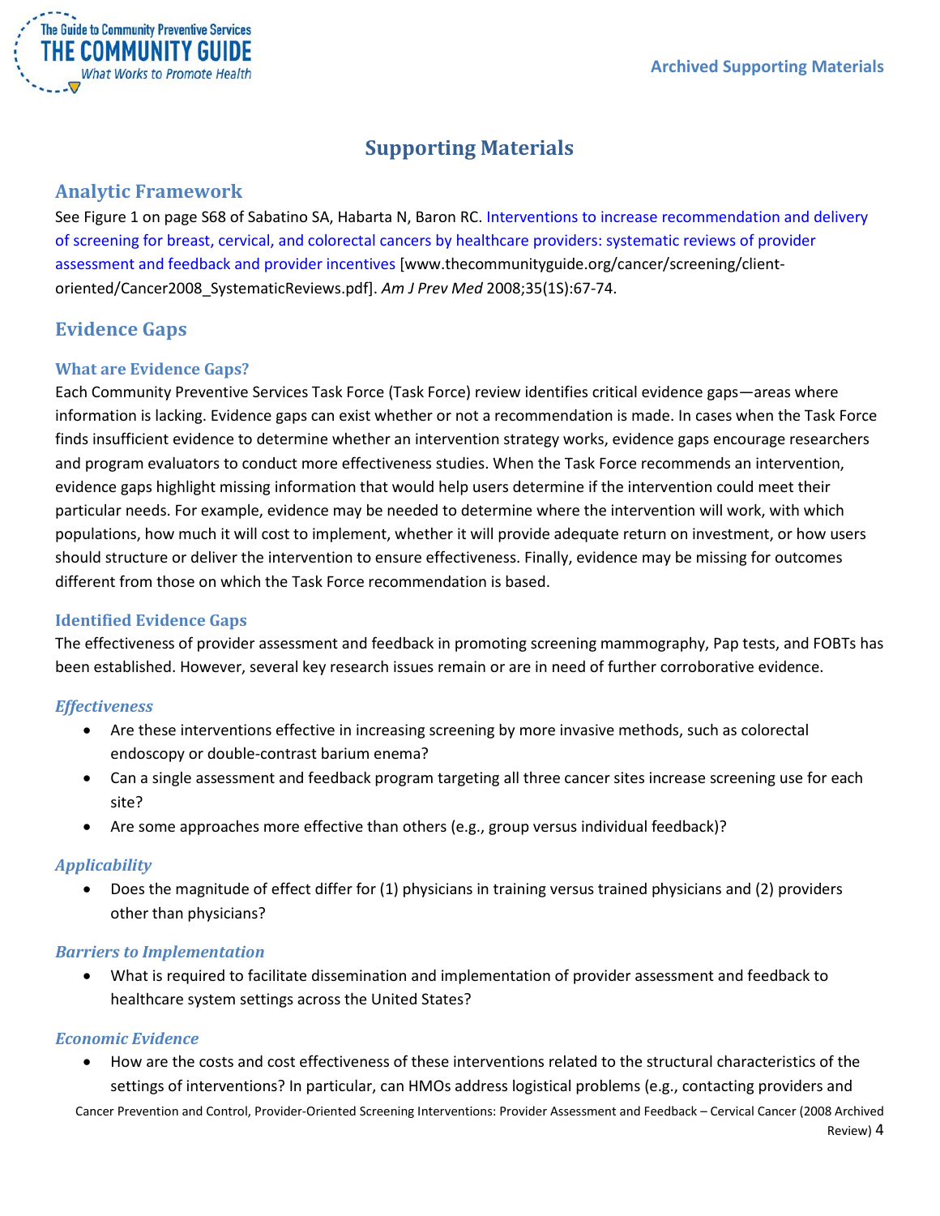# Supporting Materials

## Analytic Framework

See Figure 1 on page S68 of Sabatino SA, Habarta N, Baron RC. Interventions to increase recommendation and delivery of screening for breast, cervical, and colorectal cancers by healthcare providers: systematic reviews of provider assessment and feedback and provider incentives [www.thecommunityguide.org/cancer/screening/client-oriented/Cancer2008_SystematicReviews.pdf]. *Am J Prev Med* 2008;35(1S):67-74.

## Evidence Gaps

### What are Evidence Gaps?

Each Community Preventive Services Task Force (Task Force) review identifies critical evidence gaps—areas where information is lacking. Evidence gaps can exist whether or not a recommendation is made. In cases when the Task Force finds insufficient evidence to determine whether an intervention strategy works, evidence gaps encourage researchers and program evaluators to conduct more effectiveness studies. When the Task Force recommends an intervention, evidence gaps highlight missing information that would help users determine if the intervention could meet their particular needs. For example, evidence may be needed to determine where the intervention will work, with which populations, how much it will cost to implement, whether it will provide adequate return on investment, or how users should structure or deliver the intervention to ensure effectiveness. Finally, evidence may be missing for outcomes different from those on which the Task Force recommendation is based.

### Identified Evidence Gaps

The effectiveness of provider assessment and feedback in promoting screening mammography, Pap tests, and FOBTs has been established. However, several key research issues remain or are in need of further corroborative evidence.

#### *Effectiveness*

- Are these interventions effective in increasing screening by more invasive methods, such as colorectal endoscopy or double-contrast barium enema?
- Can a single assessment and feedback program targeting all three cancer sites increase screening use for each site?
- Are some approaches more effective than others (e.g., group versus individual feedback)?

#### *Applicability*

- Does the magnitude of effect differ for (1) physicians in training versus trained physicians and (2) providers other than physicians?

#### *Barriers to Implementation*

- What is required to facilitate dissemination and implementation of provider assessment and feedback to healthcare system settings across the United States?

#### *Economic Evidence*

- How are the costs and cost effectiveness of these interventions related to the structural characteristics of the settings of interventions? In particular, can HMOs address logistical problems (e.g., contacting providers and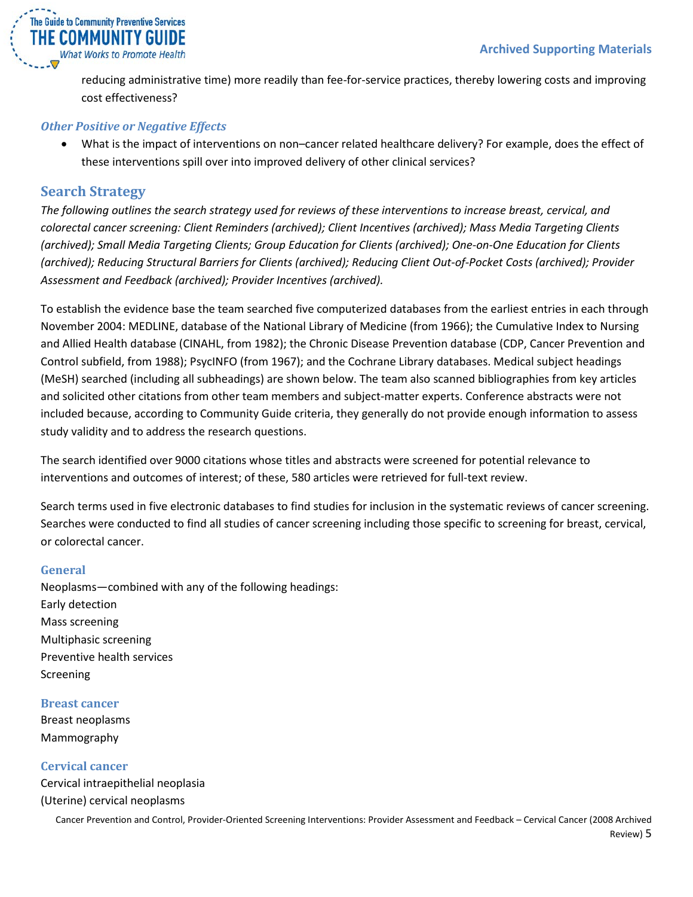reducing administrative time) more readily than fee-for-service practices, thereby lowering costs and improving cost effectiveness?

### Other Positive or Negative Effects

- What is the impact of interventions on non–cancer related healthcare delivery? For example, does the effect of these interventions spill over into improved delivery of other clinical services?

## Search Strategy

*The following outlines the search strategy used for reviews of these interventions to increase breast, cervical, and colorectal cancer screening: Client Reminders (archived); Client Incentives (archived); Mass Media Targeting Clients (archived); Small Media Targeting Clients; Group Education for Clients (archived); One-on-One Education for Clients (archived); Reducing Structural Barriers for Clients (archived); Reducing Client Out-of-Pocket Costs (archived); Provider Assessment and Feedback (archived); Provider Incentives (archived).*

To establish the evidence base the team searched five computerized databases from the earliest entries in each through November 2004: MEDLINE, database of the National Library of Medicine (from 1966); the Cumulative Index to Nursing and Allied Health database (CINAHL, from 1982); the Chronic Disease Prevention database (CDP, Cancer Prevention and Control subfield, from 1988); PsycINFO (from 1967); and the Cochrane Library databases. Medical subject headings (MeSH) searched (including all subheadings) are shown below. The team also scanned bibliographies from key articles and solicited other citations from other team members and subject-matter experts. Conference abstracts were not included because, according to Community Guide criteria, they generally do not provide enough information to assess study validity and to address the research questions.

The search identified over 9000 citations whose titles and abstracts were screened for potential relevance to interventions and outcomes of interest; of these, 580 articles were retrieved for full-text review.

Search terms used in five electronic databases to find studies for inclusion in the systematic reviews of cancer screening. Searches were conducted to find all studies of cancer screening including those specific to screening for breast, cervical, or colorectal cancer.

### General

Neoplasms—combined with any of the following headings:
Early detection
Mass screening
Multiphasic screening
Preventive health services
Screening

### Breast cancer

Breast neoplasms
Mammography

### Cervical cancer

Cervical intraepithelial neoplasia
(Uterine) cervical neoplasms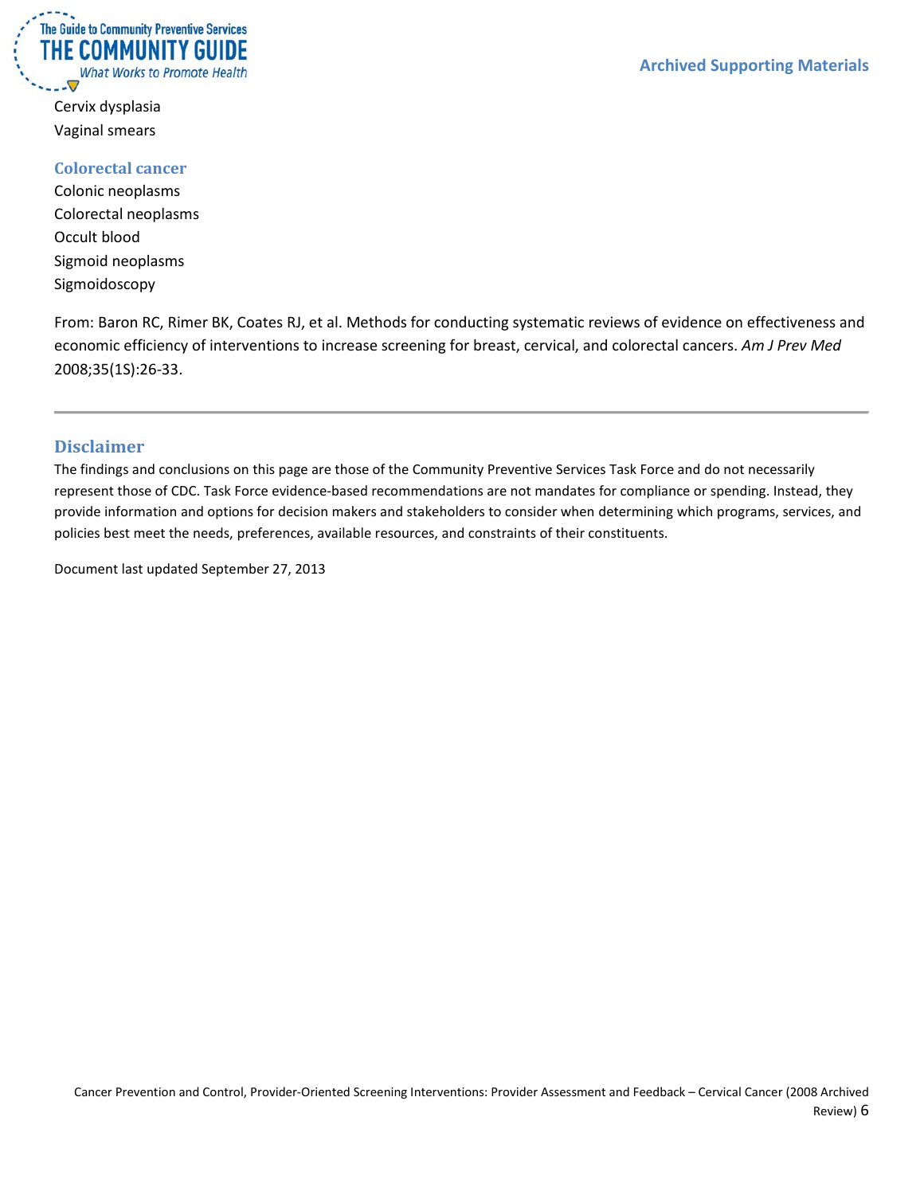Cervix dysplasia
Vaginal smears

### Colorectal cancer

Colonic neoplasms
Colorectal neoplasms
Occult blood
Sigmoid neoplasms
Sigmoidoscopy

From: Baron RC, Rimer BK, Coates RJ, et al. Methods for conducting systematic reviews of evidence on effectiveness and economic efficiency of interventions to increase screening for breast, cervical, and colorectal cancers. *Am J Prev Med* 2008;35(1S):26-33.

---

## Disclaimer

The findings and conclusions on this page are those of the Community Preventive Services Task Force and do not necessarily represent those of CDC. Task Force evidence-based recommendations are not mandates for compliance or spending. Instead, they provide information and options for decision makers and stakeholders to consider when determining which programs, services, and policies best meet the needs, preferences, available resources, and constraints of their constituents.

Document last updated September 27, 2013